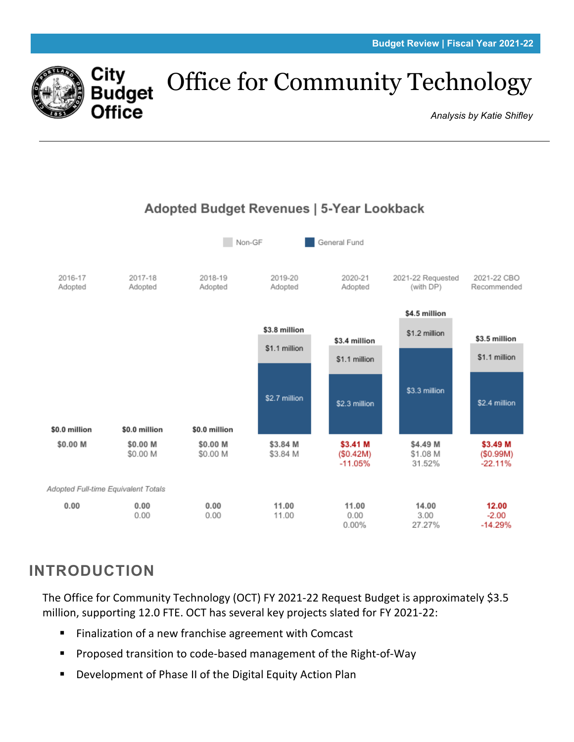Budget Review | Fiscal Year 2021-22

City Budget Office

# Office for Community Technology

*Analysis by Katie Shifley*

Adopted Budget Revenues | 5-Year Lookback

Non-GF
General Fund

2016-17 Adopted
$0.0 million
$0.00 M

2017-18 Adopted
$0.0 million
$0.00 M
$0.00 M

2018-19 Adopted
$0.0 million
$0.00 M
$0.00 M

2019-20 Adopted
$3.8 million
$1.1 million
$2.7 million
$3.84 M
$3.84 M

2020-21 Adopted
$3.4 million
$1.1 million
$2.3 million
$3.41 M
($0.42M)
-11.05%

2021-22 Requested (with DP)
$4.5 million
$1.2 million
$3.3 million
$4.49 M
$1.08 M
31.52%

2021-22 CBO Recommended
$3.5 million
$1.1 million
$2.4 million
$3.49 M
($0.99M)
-22.11%

*Adopted Full-time Equivalent Totals*

2016-17 Adopted: 0.00
2017-18 Adopted: 0.00 / 0.00
2018-19 Adopted: 0.00 / 0.00
2019-20 Adopted: 11.00 / 11.00
2020-21 Adopted: 11.00 / 0.00 / 0.00%
2021-22 Requested (with DP): 14.00 / 3.00 / 27.27%
2021-22 CBO Recommended: 12.00 / -2.00 / -14.29%

## INTRODUCTION

The Office for Community Technology (OCT) FY 2021-22 Request Budget is approximately $3.5 million, supporting 12.0 FTE. OCT has several key projects slated for FY 2021-22:

- Finalization of a new franchise agreement with Comcast
- Proposed transition to code-based management of the Right-of-Way
- Development of Phase II of the Digital Equity Action Plan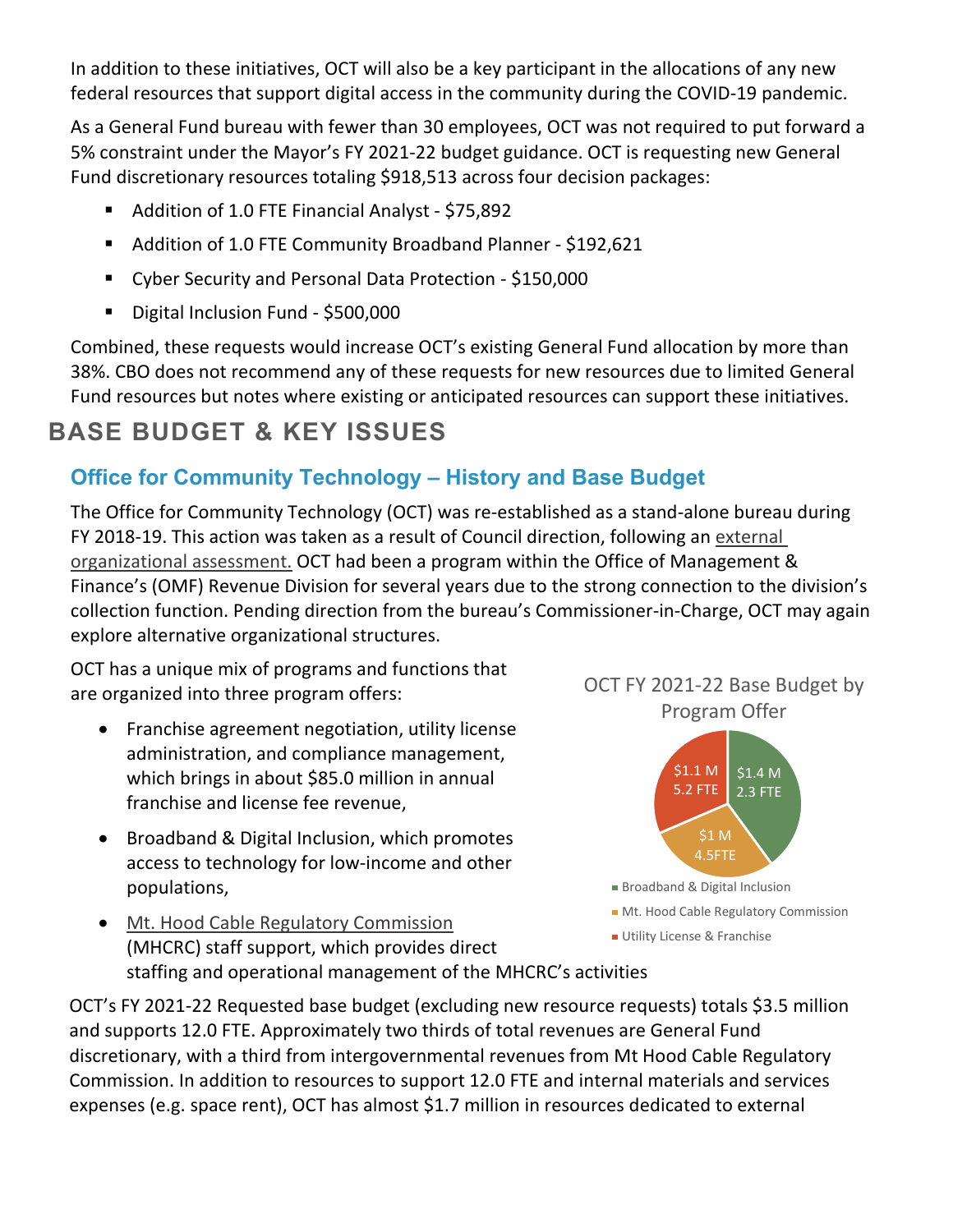In addition to these initiatives, OCT will also be a key participant in the allocations of any new federal resources that support digital access in the community during the COVID-19 pandemic.

As a General Fund bureau with fewer than 30 employees, OCT was not required to put forward a 5% constraint under the Mayor's FY 2021-22 budget guidance. OCT is requesting new General Fund discretionary resources totaling $918,513 across four decision packages:

- Addition of 1.0 FTE Financial Analyst - $75,892
- Addition of 1.0 FTE Community Broadband Planner - $192,621
- Cyber Security and Personal Data Protection - $150,000
- Digital Inclusion Fund - $500,000

Combined, these requests would increase OCT's existing General Fund allocation by more than 38%. CBO does not recommend any of these requests for new resources due to limited General Fund resources but notes where existing or anticipated resources can support these initiatives.

# BASE BUDGET & KEY ISSUES

## Office for Community Technology – History and Base Budget

The Office for Community Technology (OCT) was re-established as a stand-alone bureau during FY 2018-19. This action was taken as a result of Council direction, following an external organizational assessment. OCT had been a program within the Office of Management & Finance's (OMF) Revenue Division for several years due to the strong connection to the division's collection function. Pending direction from the bureau's Commissioner-in-Charge, OCT may again explore alternative organizational structures.

OCT has a unique mix of programs and functions that are organized into three program offers:

- Franchise agreement negotiation, utility license administration, and compliance management, which brings in about $85.0 million in annual franchise and license fee revenue,
- Broadband & Digital Inclusion, which promotes access to technology for low-income and other populations,
- Mt. Hood Cable Regulatory Commission (MHCRC) staff support, which provides direct staffing and operational management of the MHCRC's activities

OCT FY 2021-22 Base Budget by Program Offer

| Program Offer | Budget | FTE |
|---|---|---|
| Broadband & Digital Inclusion | $1.4 M | 2.3 FTE |
| Mt. Hood Cable Regulatory Commission | $1 M | 4.5FTE |
| Utility License & Franchise | $1.1 M | 5.2 FTE |

OCT's FY 2021-22 Requested base budget (excluding new resource requests) totals $3.5 million and supports 12.0 FTE. Approximately two thirds of total revenues are General Fund discretionary, with a third from intergovernmental revenues from Mt Hood Cable Regulatory Commission. In addition to resources to support 12.0 FTE and internal materials and services expenses (e.g. space rent), OCT has almost $1.7 million in resources dedicated to external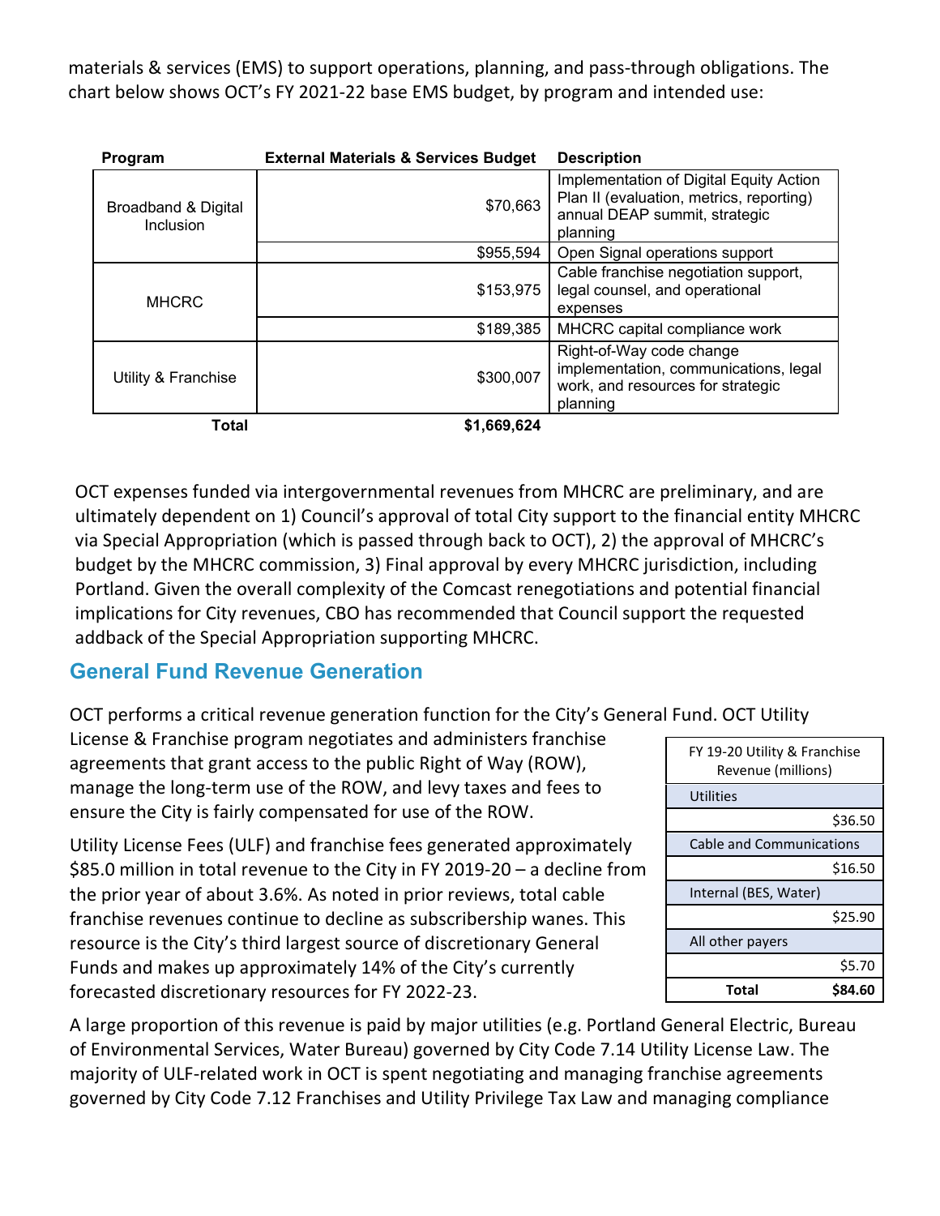materials & services (EMS) to support operations, planning, and pass-through obligations. The chart below shows OCT's FY 2021-22 base EMS budget, by program and intended use:

| Program | External Materials & Services Budget | Description |
|---|---|---|
| Broadband & Digital Inclusion | $70,663 | Implementation of Digital Equity Action Plan II (evaluation, metrics, reporting) annual DEAP summit, strategic planning |
| | $955,594 | Open Signal operations support |
| MHCRC | $153,975 | Cable franchise negotiation support, legal counsel, and operational expenses |
| | $189,385 | MHCRC capital compliance work |
| Utility & Franchise | $300,007 | Right-of-Way code change implementation, communications, legal work, and resources for strategic planning |
| **Total** | **$1,669,624** | |

OCT expenses funded via intergovernmental revenues from MHCRC are preliminary, and are ultimately dependent on 1) Council's approval of total City support to the financial entity MHCRC via Special Appropriation (which is passed through back to OCT), 2) the approval of MHCRC's budget by the MHCRC commission, 3) Final approval by every MHCRC jurisdiction, including Portland. Given the overall complexity of the Comcast renegotiations and potential financial implications for City revenues, CBO has recommended that Council support the requested addback of the Special Appropriation supporting MHCRC.

## General Fund Revenue Generation

OCT performs a critical revenue generation function for the City's General Fund. OCT Utility License & Franchise program negotiates and administers franchise agreements that grant access to the public Right of Way (ROW), manage the long-term use of the ROW, and levy taxes and fees to ensure the City is fairly compensated for use of the ROW.

| FY 19-20 Utility & Franchise Revenue (millions) | |
|---|---|
| Utilities | |
| | $36.50 |
| Cable and Communications | |
| | $16.50 |
| Internal (BES, Water) | |
| | $25.90 |
| All other payers | |
| | $5.70 |
| **Total** | **$84.60** |

Utility License Fees (ULF) and franchise fees generated approximately $85.0 million in total revenue to the City in FY 2019-20 – a decline from the prior year of about 3.6%. As noted in prior reviews, total cable franchise revenues continue to decline as subscribership wanes. This resource is the City's third largest source of discretionary General Funds and makes up approximately 14% of the City's currently forecasted discretionary resources for FY 2022-23.

A large proportion of this revenue is paid by major utilities (e.g. Portland General Electric, Bureau of Environmental Services, Water Bureau) governed by City Code 7.14 Utility License Law. The majority of ULF-related work in OCT is spent negotiating and managing franchise agreements governed by City Code 7.12 Franchises and Utility Privilege Tax Law and managing compliance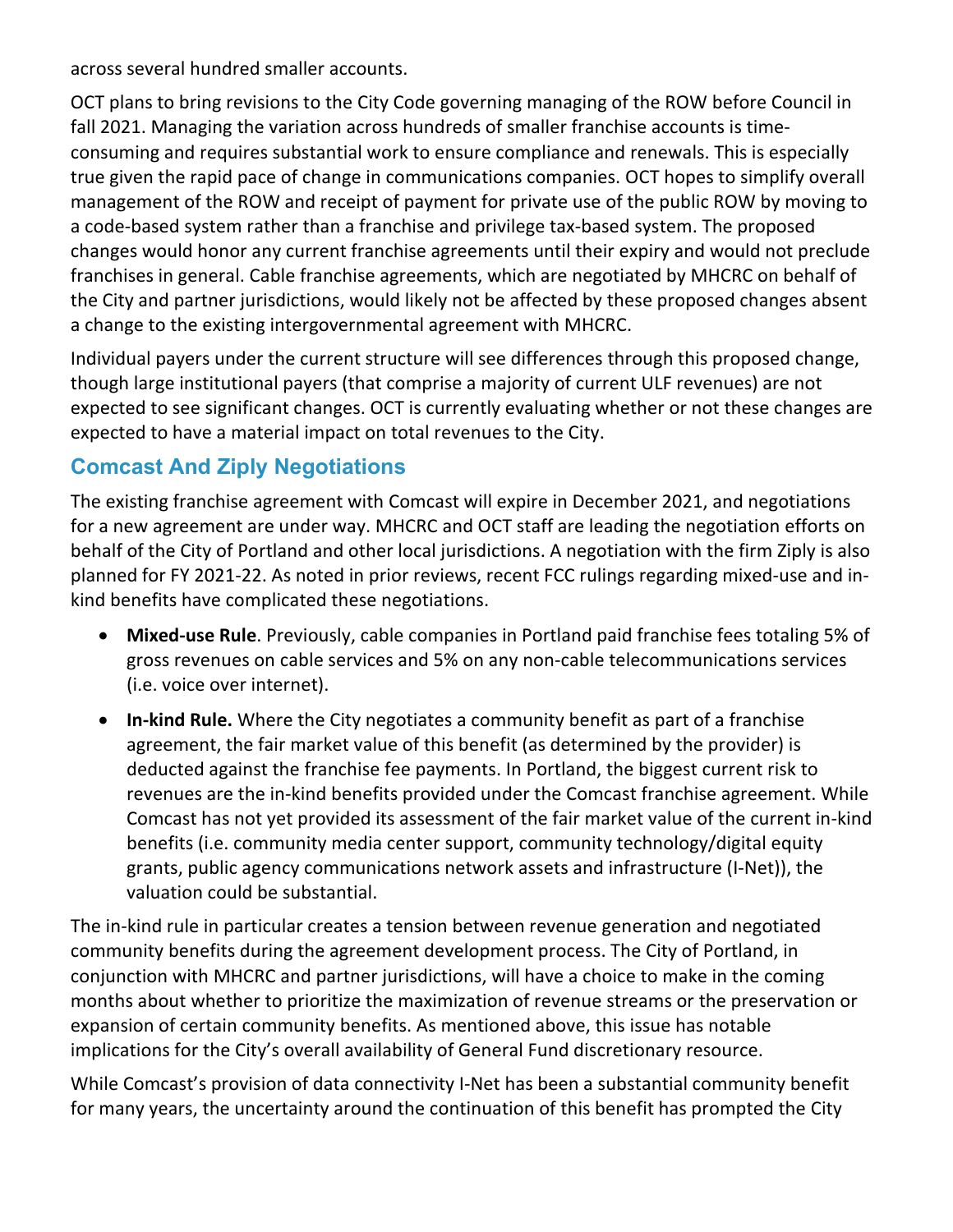across several hundred smaller accounts.

OCT plans to bring revisions to the City Code governing managing of the ROW before Council in fall 2021. Managing the variation across hundreds of smaller franchise accounts is time-consuming and requires substantial work to ensure compliance and renewals. This is especially true given the rapid pace of change in communications companies. OCT hopes to simplify overall management of the ROW and receipt of payment for private use of the public ROW by moving to a code-based system rather than a franchise and privilege tax-based system. The proposed changes would honor any current franchise agreements until their expiry and would not preclude franchises in general. Cable franchise agreements, which are negotiated by MHCRC on behalf of the City and partner jurisdictions, would likely not be affected by these proposed changes absent a change to the existing intergovernmental agreement with MHCRC.

Individual payers under the current structure will see differences through this proposed change, though large institutional payers (that comprise a majority of current ULF revenues) are not expected to see significant changes. OCT is currently evaluating whether or not these changes are expected to have a material impact on total revenues to the City.

## Comcast And Ziply Negotiations

The existing franchise agreement with Comcast will expire in December 2021, and negotiations for a new agreement are under way. MHCRC and OCT staff are leading the negotiation efforts on behalf of the City of Portland and other local jurisdictions. A negotiation with the firm Ziply is also planned for FY 2021-22. As noted in prior reviews, recent FCC rulings regarding mixed-use and in-kind benefits have complicated these negotiations.

- **Mixed-use Rule**. Previously, cable companies in Portland paid franchise fees totaling 5% of gross revenues on cable services and 5% on any non-cable telecommunications services (i.e. voice over internet).
- **In-kind Rule.** Where the City negotiates a community benefit as part of a franchise agreement, the fair market value of this benefit (as determined by the provider) is deducted against the franchise fee payments. In Portland, the biggest current risk to revenues are the in-kind benefits provided under the Comcast franchise agreement. While Comcast has not yet provided its assessment of the fair market value of the current in-kind benefits (i.e. community media center support, community technology/digital equity grants, public agency communications network assets and infrastructure (I-Net)), the valuation could be substantial.

The in-kind rule in particular creates a tension between revenue generation and negotiated community benefits during the agreement development process. The City of Portland, in conjunction with MHCRC and partner jurisdictions, will have a choice to make in the coming months about whether to prioritize the maximization of revenue streams or the preservation or expansion of certain community benefits. As mentioned above, this issue has notable implications for the City's overall availability of General Fund discretionary resource.

While Comcast's provision of data connectivity I-Net has been a substantial community benefit for many years, the uncertainty around the continuation of this benefit has prompted the City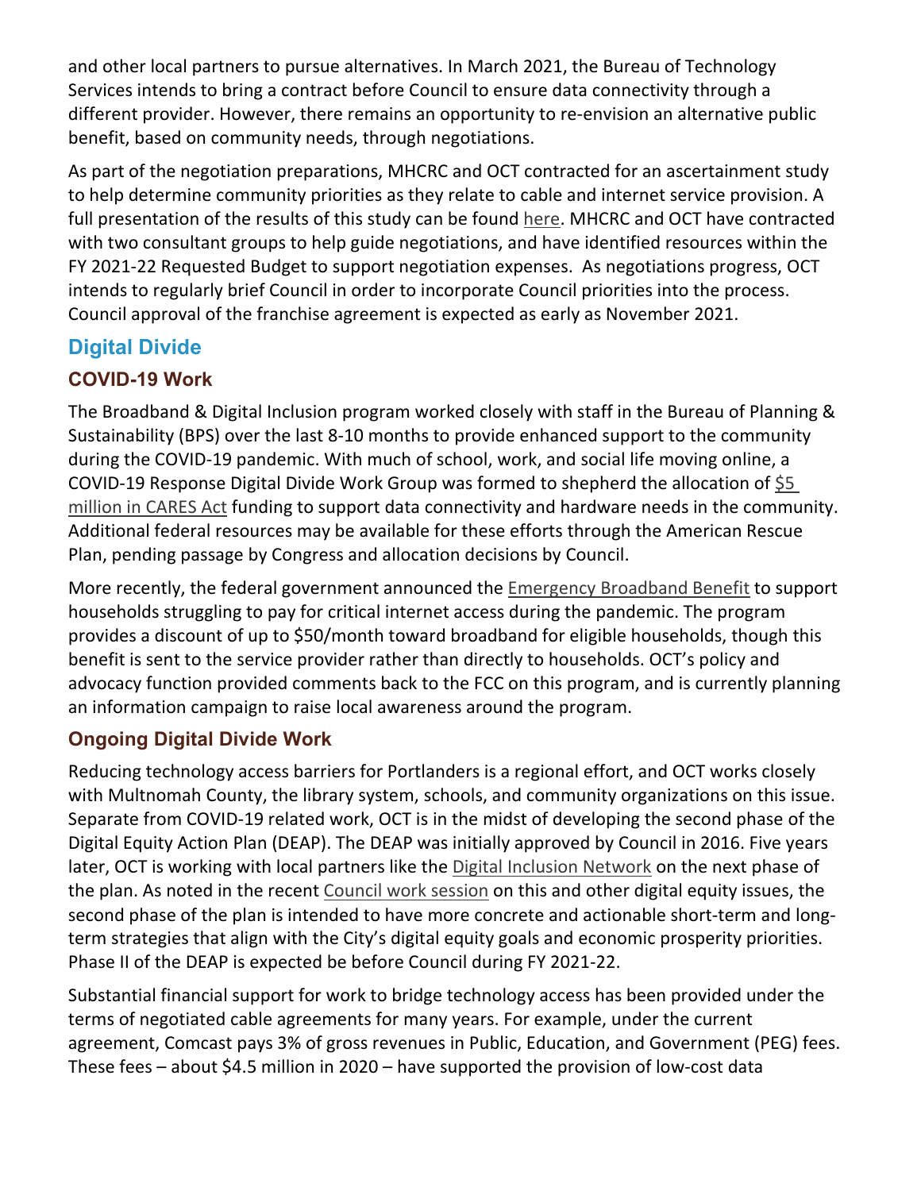and other local partners to pursue alternatives. In March 2021, the Bureau of Technology Services intends to bring a contract before Council to ensure data connectivity through a different provider. However, there remains an opportunity to re-envision an alternative public benefit, based on community needs, through negotiations.

As part of the negotiation preparations, MHCRC and OCT contracted for an ascertainment study to help determine community priorities as they relate to cable and internet service provision. A full presentation of the results of this study can be found here. MHCRC and OCT have contracted with two consultant groups to help guide negotiations, and have identified resources within the FY 2021-22 Requested Budget to support negotiation expenses. As negotiations progress, OCT intends to regularly brief Council in order to incorporate Council priorities into the process. Council approval of the franchise agreement is expected as early as November 2021.

## Digital Divide

### COVID-19 Work

The Broadband & Digital Inclusion program worked closely with staff in the Bureau of Planning & Sustainability (BPS) over the last 8-10 months to provide enhanced support to the community during the COVID-19 pandemic. With much of school, work, and social life moving online, a COVID-19 Response Digital Divide Work Group was formed to shepherd the allocation of $5 million in CARES Act funding to support data connectivity and hardware needs in the community. Additional federal resources may be available for these efforts through the American Rescue Plan, pending passage by Congress and allocation decisions by Council.

More recently, the federal government announced the Emergency Broadband Benefit to support households struggling to pay for critical internet access during the pandemic. The program provides a discount of up to $50/month toward broadband for eligible households, though this benefit is sent to the service provider rather than directly to households. OCT's policy and advocacy function provided comments back to the FCC on this program, and is currently planning an information campaign to raise local awareness around the program.

### Ongoing Digital Divide Work

Reducing technology access barriers for Portlanders is a regional effort, and OCT works closely with Multnomah County, the library system, schools, and community organizations on this issue. Separate from COVID-19 related work, OCT is in the midst of developing the second phase of the Digital Equity Action Plan (DEAP). The DEAP was initially approved by Council in 2016. Five years later, OCT is working with local partners like the Digital Inclusion Network on the next phase of the plan. As noted in the recent Council work session on this and other digital equity issues, the second phase of the plan is intended to have more concrete and actionable short-term and long-term strategies that align with the City's digital equity goals and economic prosperity priorities. Phase II of the DEAP is expected be before Council during FY 2021-22.

Substantial financial support for work to bridge technology access has been provided under the terms of negotiated cable agreements for many years. For example, under the current agreement, Comcast pays 3% of gross revenues in Public, Education, and Government (PEG) fees. These fees – about $4.5 million in 2020 – have supported the provision of low-cost data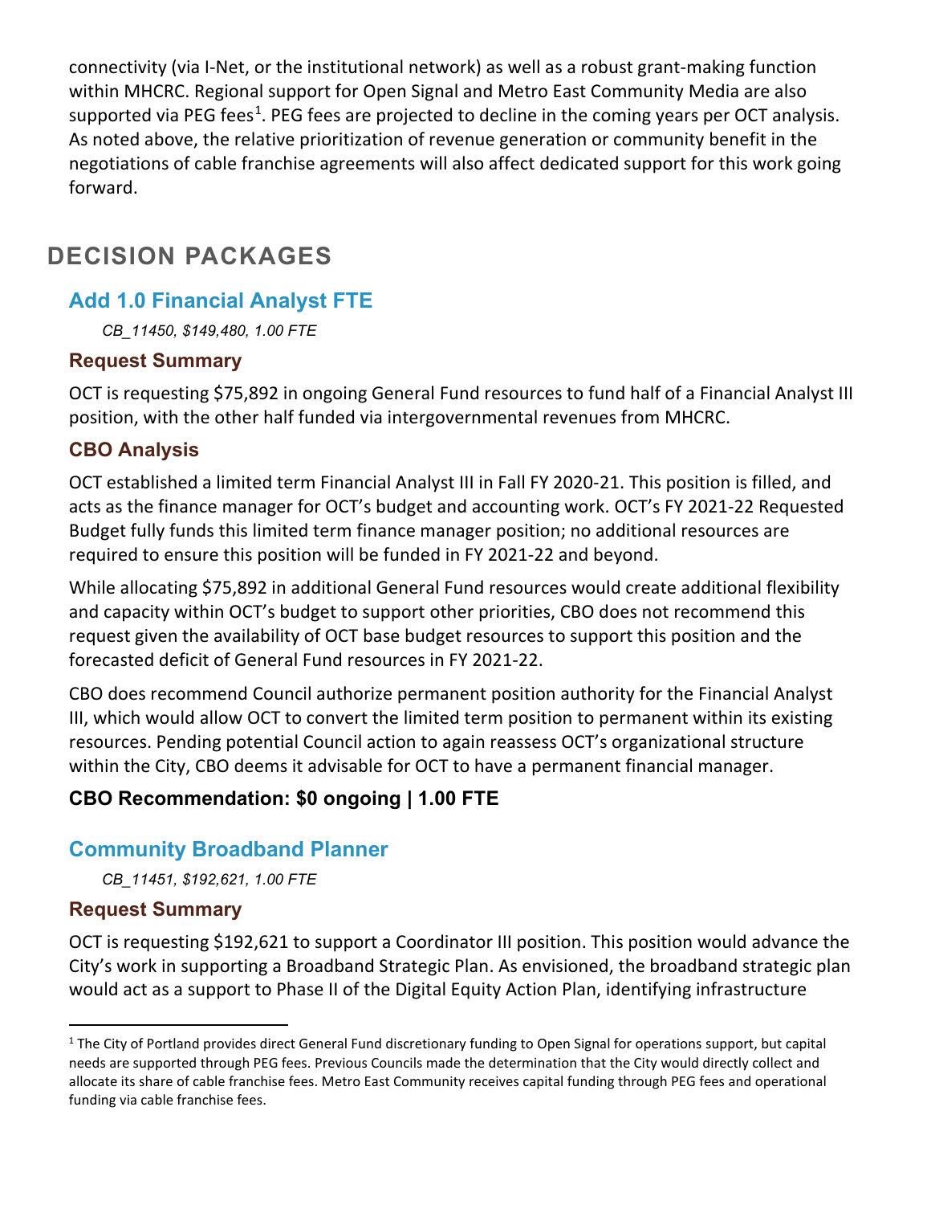connectivity (via I-Net, or the institutional network) as well as a robust grant-making function within MHCRC. Regional support for Open Signal and Metro East Community Media are also supported via PEG fees[1]. PEG fees are projected to decline in the coming years per OCT analysis. As noted above, the relative prioritization of revenue generation or community benefit in the negotiations of cable franchise agreements will also affect dedicated support for this work going forward.

# DECISION PACKAGES

## Add 1.0 Financial Analyst FTE

*CB_11450, $149,480, 1.00 FTE*

### Request Summary

OCT is requesting $75,892 in ongoing General Fund resources to fund half of a Financial Analyst III position, with the other half funded via intergovernmental revenues from MHCRC.

### CBO Analysis

OCT established a limited term Financial Analyst III in Fall FY 2020-21. This position is filled, and acts as the finance manager for OCT's budget and accounting work. OCT's FY 2021-22 Requested Budget fully funds this limited term finance manager position; no additional resources are required to ensure this position will be funded in FY 2021-22 and beyond.

While allocating $75,892 in additional General Fund resources would create additional flexibility and capacity within OCT's budget to support other priorities, CBO does not recommend this request given the availability of OCT base budget resources to support this position and the forecasted deficit of General Fund resources in FY 2021-22.

CBO does recommend Council authorize permanent position authority for the Financial Analyst III, which would allow OCT to convert the limited term position to permanent within its existing resources. Pending potential Council action to again reassess OCT's organizational structure within the City, CBO deems it advisable for OCT to have a permanent financial manager.

**CBO Recommendation: $0 ongoing | 1.00 FTE**

## Community Broadband Planner

*CB_11451, $192,621, 1.00 FTE*

### Request Summary

OCT is requesting $192,621 to support a Coordinator III position. This position would advance the City's work in supporting a Broadband Strategic Plan. As envisioned, the broadband strategic plan would act as a support to Phase II of the Digital Equity Action Plan, identifying infrastructure

---

[1] The City of Portland provides direct General Fund discretionary funding to Open Signal for operations support, but capital needs are supported through PEG fees. Previous Councils made the determination that the City would directly collect and allocate its share of cable franchise fees. Metro East Community receives capital funding through PEG fees and operational funding via cable franchise fees.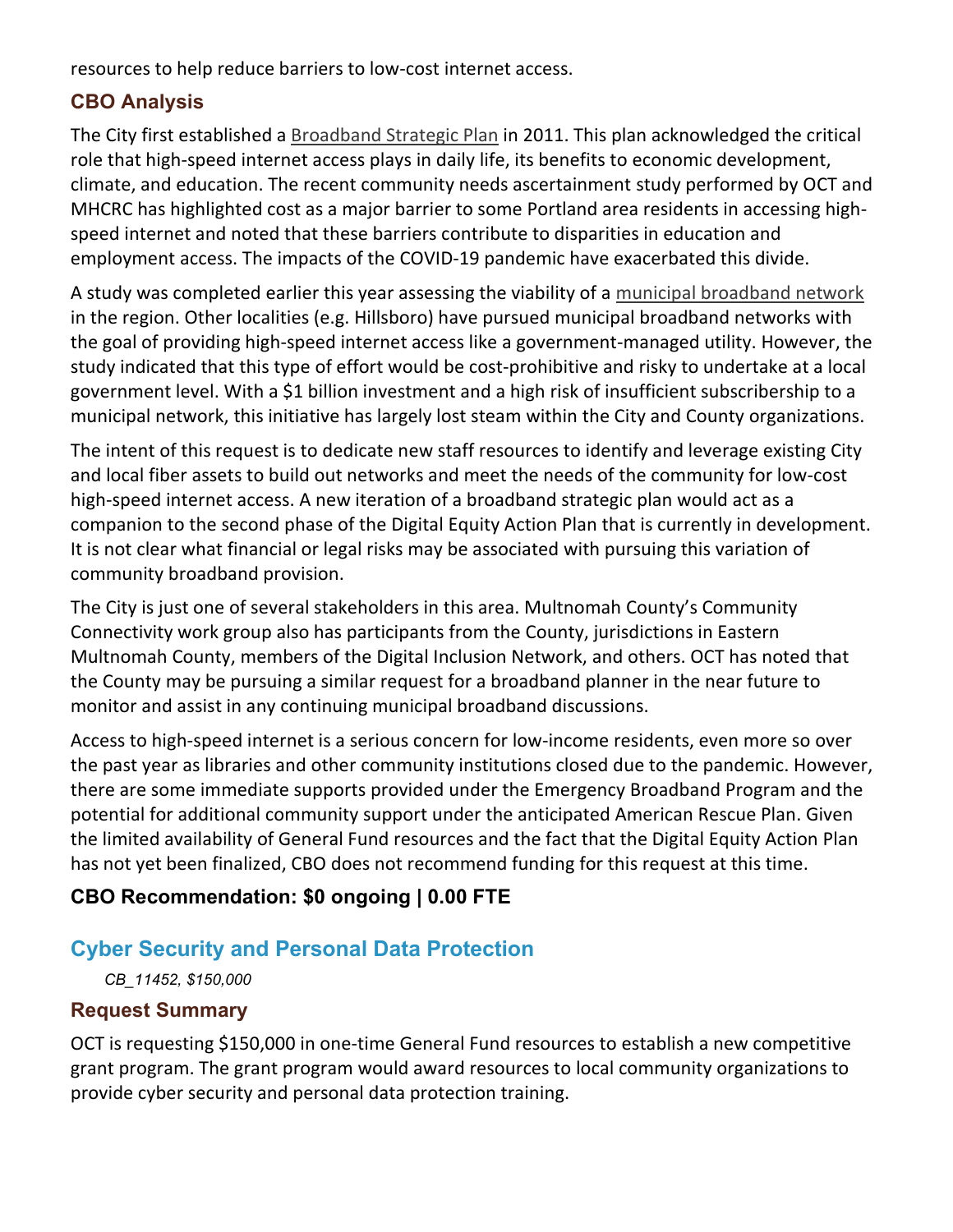resources to help reduce barriers to low-cost internet access.

### CBO Analysis

The City first established a Broadband Strategic Plan in 2011. This plan acknowledged the critical role that high-speed internet access plays in daily life, its benefits to economic development, climate, and education. The recent community needs ascertainment study performed by OCT and MHCRC has highlighted cost as a major barrier to some Portland area residents in accessing high-speed internet and noted that these barriers contribute to disparities in education and employment access. The impacts of the COVID-19 pandemic have exacerbated this divide.

A study was completed earlier this year assessing the viability of a municipal broadband network in the region. Other localities (e.g. Hillsboro) have pursued municipal broadband networks with the goal of providing high-speed internet access like a government-managed utility. However, the study indicated that this type of effort would be cost-prohibitive and risky to undertake at a local government level. With a $1 billion investment and a high risk of insufficient subscribership to a municipal network, this initiative has largely lost steam within the City and County organizations.

The intent of this request is to dedicate new staff resources to identify and leverage existing City and local fiber assets to build out networks and meet the needs of the community for low-cost high-speed internet access. A new iteration of a broadband strategic plan would act as a companion to the second phase of the Digital Equity Action Plan that is currently in development. It is not clear what financial or legal risks may be associated with pursuing this variation of community broadband provision.

The City is just one of several stakeholders in this area. Multnomah County's Community Connectivity work group also has participants from the County, jurisdictions in Eastern Multnomah County, members of the Digital Inclusion Network, and others. OCT has noted that the County may be pursuing a similar request for a broadband planner in the near future to monitor and assist in any continuing municipal broadband discussions.

Access to high-speed internet is a serious concern for low-income residents, even more so over the past year as libraries and other community institutions closed due to the pandemic. However, there are some immediate supports provided under the Emergency Broadband Program and the potential for additional community support under the anticipated American Rescue Plan. Given the limited availability of General Fund resources and the fact that the Digital Equity Action Plan has not yet been finalized, CBO does not recommend funding for this request at this time.

### CBO Recommendation: $0 ongoing | 0.00 FTE

## Cyber Security and Personal Data Protection

*CB_11452, $150,000*

### Request Summary

OCT is requesting $150,000 in one-time General Fund resources to establish a new competitive grant program. The grant program would award resources to local community organizations to provide cyber security and personal data protection training.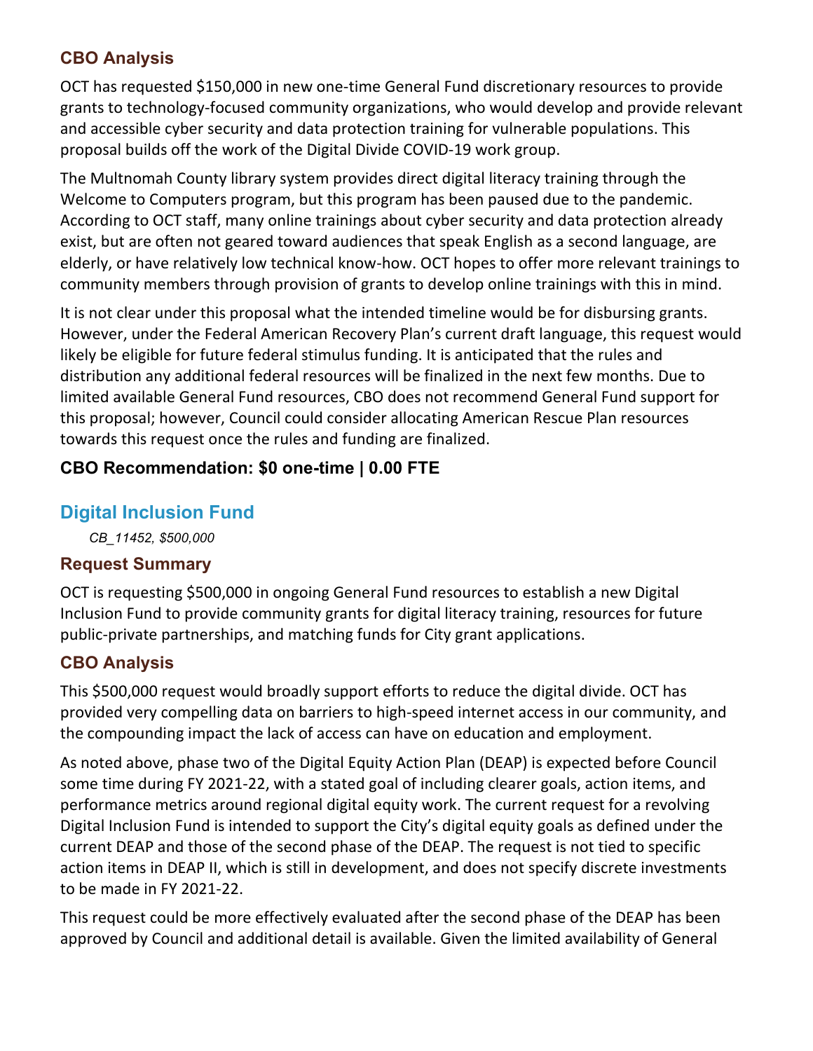### CBO Analysis

OCT has requested $150,000 in new one-time General Fund discretionary resources to provide grants to technology-focused community organizations, who would develop and provide relevant and accessible cyber security and data protection training for vulnerable populations. This proposal builds off the work of the Digital Divide COVID-19 work group.

The Multnomah County library system provides direct digital literacy training through the Welcome to Computers program, but this program has been paused due to the pandemic. According to OCT staff, many online trainings about cyber security and data protection already exist, but are often not geared toward audiences that speak English as a second language, are elderly, or have relatively low technical know-how. OCT hopes to offer more relevant trainings to community members through provision of grants to develop online trainings with this in mind.

It is not clear under this proposal what the intended timeline would be for disbursing grants. However, under the Federal American Recovery Plan's current draft language, this request would likely be eligible for future federal stimulus funding. It is anticipated that the rules and distribution any additional federal resources will be finalized in the next few months. Due to limited available General Fund resources, CBO does not recommend General Fund support for this proposal; however, Council could consider allocating American Rescue Plan resources towards this request once the rules and funding are finalized.

### CBO Recommendation: $0 one-time | 0.00 FTE

## Digital Inclusion Fund

*CB_11452, $500,000*

### Request Summary

OCT is requesting $500,000 in ongoing General Fund resources to establish a new Digital Inclusion Fund to provide community grants for digital literacy training, resources for future public-private partnerships, and matching funds for City grant applications.

### CBO Analysis

This $500,000 request would broadly support efforts to reduce the digital divide. OCT has provided very compelling data on barriers to high-speed internet access in our community, and the compounding impact the lack of access can have on education and employment.

As noted above, phase two of the Digital Equity Action Plan (DEAP) is expected before Council some time during FY 2021-22, with a stated goal of including clearer goals, action items, and performance metrics around regional digital equity work. The current request for a revolving Digital Inclusion Fund is intended to support the City's digital equity goals as defined under the current DEAP and those of the second phase of the DEAP. The request is not tied to specific action items in DEAP II, which is still in development, and does not specify discrete investments to be made in FY 2021-22.

This request could be more effectively evaluated after the second phase of the DEAP has been approved by Council and additional detail is available. Given the limited availability of General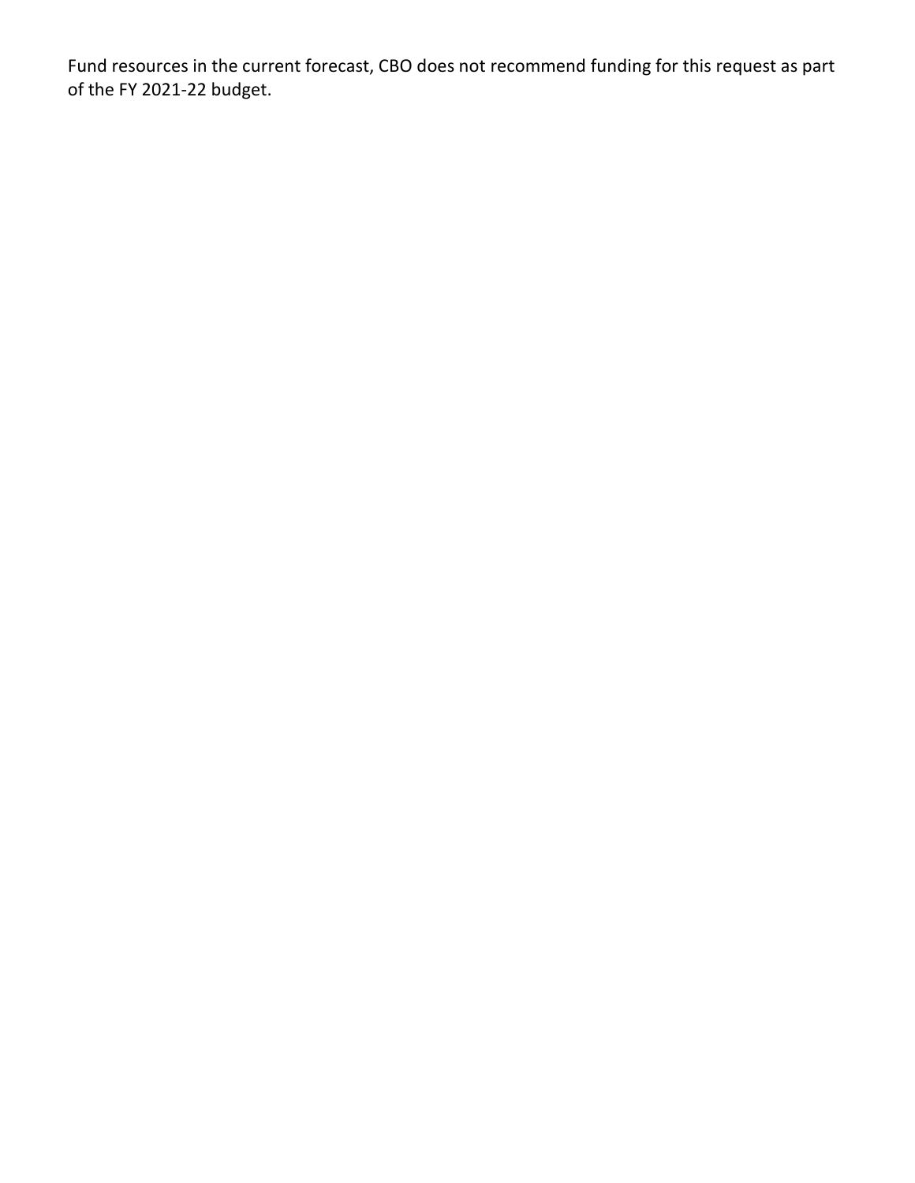Fund resources in the current forecast, CBO does not recommend funding for this request as part of the FY 2021-22 budget.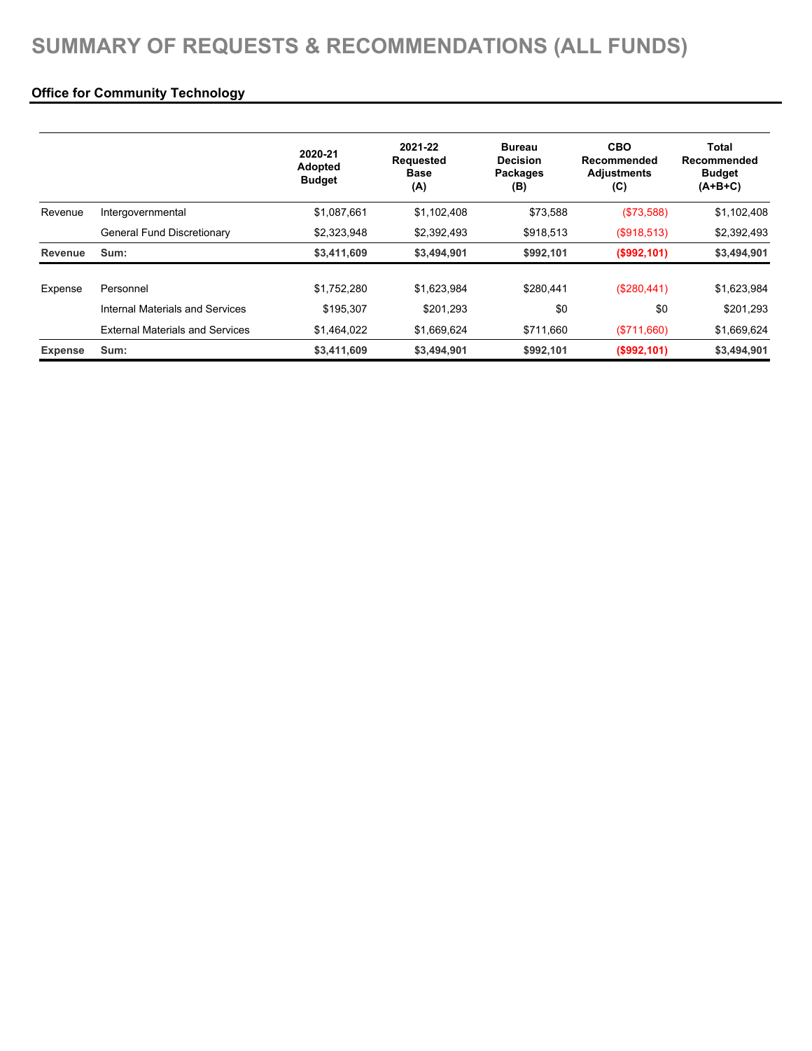# SUMMARY OF REQUESTS & RECOMMENDATIONS (ALL FUNDS)

## Office for Community Technology

| | | 2020-21 Adopted Budget | 2021-22 Requested Base (A) | Bureau Decision Packages (B) | CBO Recommended Adjustments (C) | Total Recommended Budget (A+B+C) |
|---|---|---|---|---|---|---|
| Revenue | Intergovernmental | $1,087,661 | $1,102,408 | $73,588 | ($73,588) | $1,102,408 |
| | General Fund Discretionary | $2,323,948 | $2,392,493 | $918,513 | ($918,513) | $2,392,493 |
| **Revenue** | **Sum:** | **$3,411,609** | **$3,494,901** | **$992,101** | **($992,101)** | **$3,494,901** |
| Expense | Personnel | $1,752,280 | $1,623,984 | $280,441 | ($280,441) | $1,623,984 |
| | Internal Materials and Services | $195,307 | $201,293 | $0 | $0 | $201,293 |
| | External Materials and Services | $1,464,022 | $1,669,624 | $711,660 | ($711,660) | $1,669,624 |
| **Expense** | **Sum:** | **$3,411,609** | **$3,494,901** | **$992,101** | **($992,101)** | **$3,494,901** |